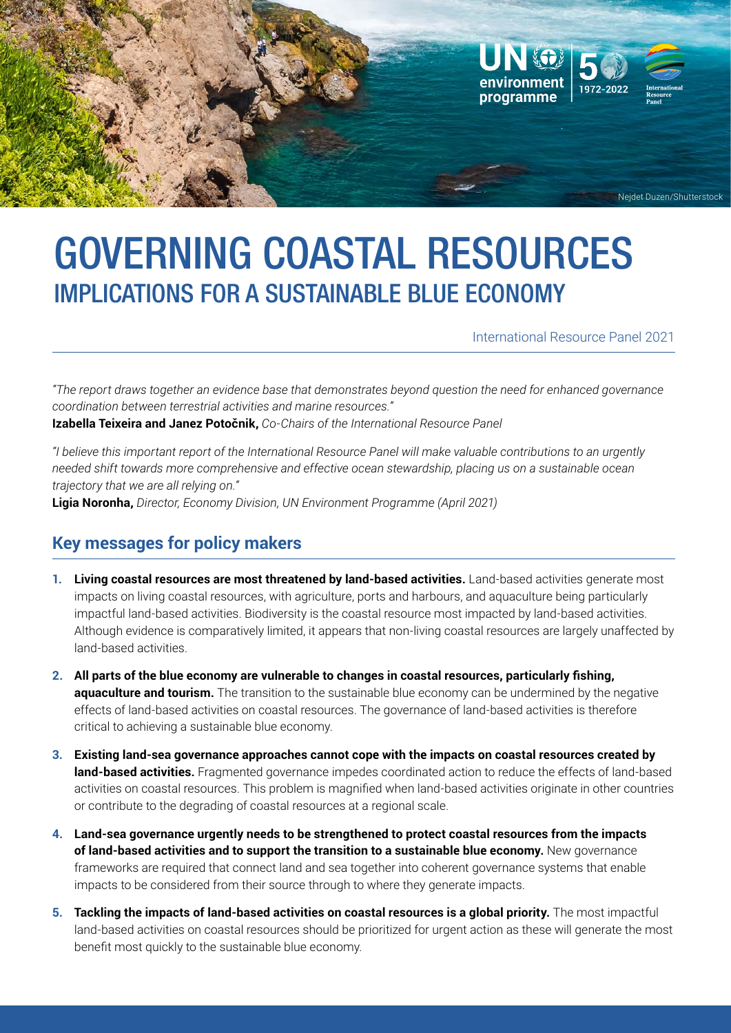Nejdet Duzen/Shutterstock

# GOVERNING COASTAL RESOURCES
## IMPLICATIONS FOR A SUSTAINABLE BLUE ECONOMY

International Resource Panel 2021

*"The report draws together an evidence base that demonstrates beyond question the need for enhanced governance coordination between terrestrial activities and marine resources."*
**Izabella Teixeira and Janez Potočnik,** *Co-Chairs of the International Resource Panel*

*"I believe this important report of the International Resource Panel will make valuable contributions to an urgently needed shift towards more comprehensive and effective ocean stewardship, placing us on a sustainable ocean trajectory that we are all relying on."*
**Ligia Noronha,** *Director, Economy Division, UN Environment Programme (April 2021)*

## Key messages for policy makers

1. **Living coastal resources are most threatened by land-based activities.** Land-based activities generate most impacts on living coastal resources, with agriculture, ports and harbours, and aquaculture being particularly impactful land-based activities. Biodiversity is the coastal resource most impacted by land-based activities. Although evidence is comparatively limited, it appears that non-living coastal resources are largely unaffected by land-based activities.
2. **All parts of the blue economy are vulnerable to changes in coastal resources, particularly fishing, aquaculture and tourism.** The transition to the sustainable blue economy can be undermined by the negative effects of land-based activities on coastal resources. The governance of land-based activities is therefore critical to achieving a sustainable blue economy.
3. **Existing land-sea governance approaches cannot cope with the impacts on coastal resources created by land-based activities.** Fragmented governance impedes coordinated action to reduce the effects of land-based activities on coastal resources. This problem is magnified when land-based activities originate in other countries or contribute to the degrading of coastal resources at a regional scale.
4. **Land-sea governance urgently needs to be strengthened to protect coastal resources from the impacts of land-based activities and to support the transition to a sustainable blue economy.** New governance frameworks are required that connect land and sea together into coherent governance systems that enable impacts to be considered from their source through to where they generate impacts.
5. **Tackling the impacts of land-based activities on coastal resources is a global priority.** The most impactful land-based activities on coastal resources should be prioritized for urgent action as these will generate the most benefit most quickly to the sustainable blue economy.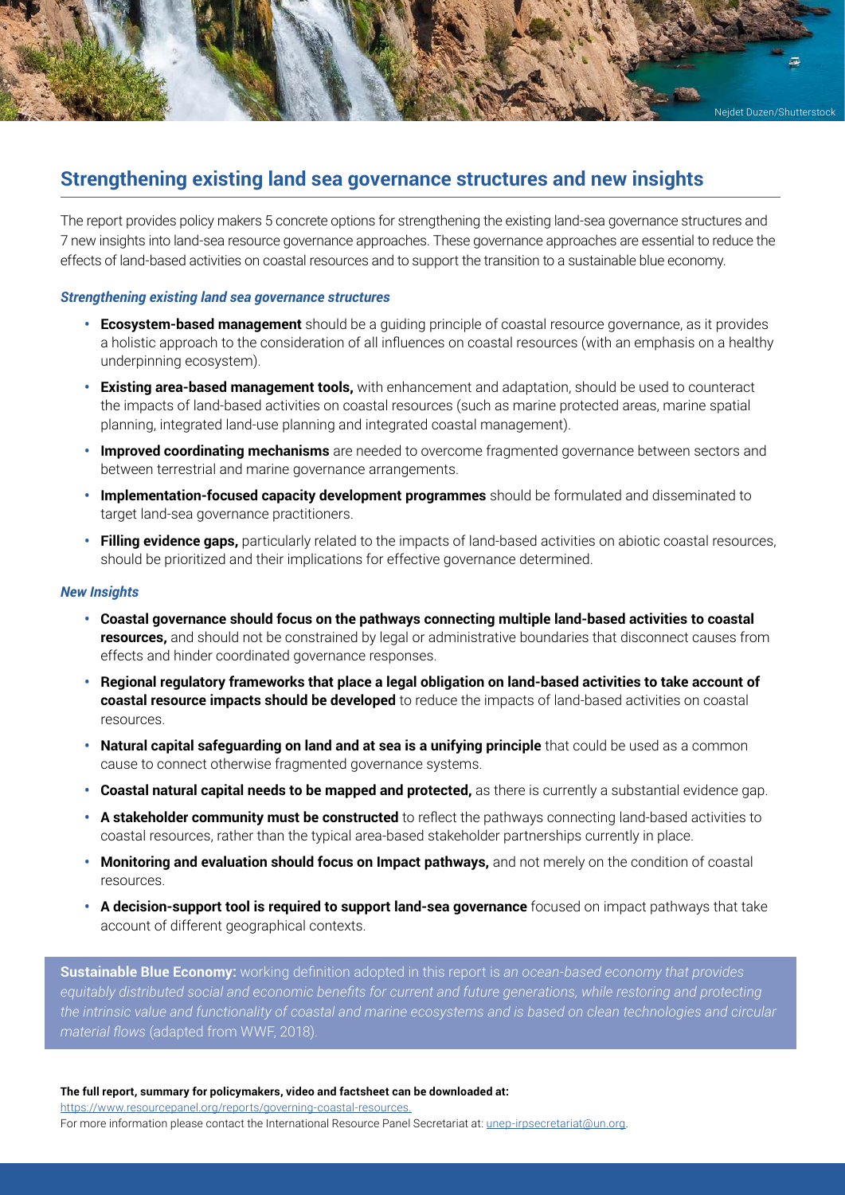Nejdet Duzen/Shutterstock

## Strengthening existing land sea governance structures and new insights

The report provides policy makers 5 concrete options for strengthening the existing land-sea governance structures and 7 new insights into land-sea resource governance approaches. These governance approaches are essential to reduce the effects of land-based activities on coastal resources and to support the transition to a sustainable blue economy.

### *Strengthening existing land sea governance structures*

- **Ecosystem-based management** should be a guiding principle of coastal resource governance, as it provides a holistic approach to the consideration of all influences on coastal resources (with an emphasis on a healthy underpinning ecosystem).
- **Existing area-based management tools,** with enhancement and adaptation, should be used to counteract the impacts of land-based activities on coastal resources (such as marine protected areas, marine spatial planning, integrated land-use planning and integrated coastal management).
- **Improved coordinating mechanisms** are needed to overcome fragmented governance between sectors and between terrestrial and marine governance arrangements.
- **Implementation-focused capacity development programmes** should be formulated and disseminated to target land-sea governance practitioners.
- **Filling evidence gaps,** particularly related to the impacts of land-based activities on abiotic coastal resources, should be prioritized and their implications for effective governance determined.

### *New Insights*

- **Coastal governance should focus on the pathways connecting multiple land-based activities to coastal resources,** and should not be constrained by legal or administrative boundaries that disconnect causes from effects and hinder coordinated governance responses.
- **Regional regulatory frameworks that place a legal obligation on land-based activities to take account of coastal resource impacts should be developed** to reduce the impacts of land-based activities on coastal resources.
- **Natural capital safeguarding on land and at sea is a unifying principle** that could be used as a common cause to connect otherwise fragmented governance systems.
- **Coastal natural capital needs to be mapped and protected,** as there is currently a substantial evidence gap.
- **A stakeholder community must be constructed** to reflect the pathways connecting land-based activities to coastal resources, rather than the typical area-based stakeholder partnerships currently in place.
- **Monitoring and evaluation should focus on Impact pathways,** and not merely on the condition of coastal resources.
- **A decision-support tool is required to support land-sea governance** focused on impact pathways that take account of different geographical contexts.

**Sustainable Blue Economy:** working definition adopted in this report is *an ocean-based economy that provides equitably distributed social and economic benefits for current and future generations, while restoring and protecting the intrinsic value and functionality of coastal and marine ecosystems and is based on clean technologies and circular material flows* (adapted from WWF, 2018).

**The full report, summary for policymakers, video and factsheet can be downloaded at:**
https://www.resourcepanel.org/reports/governing-coastal-resources.
For more information please contact the International Resource Panel Secretariat at: unep-irpsecretariat@un.org.